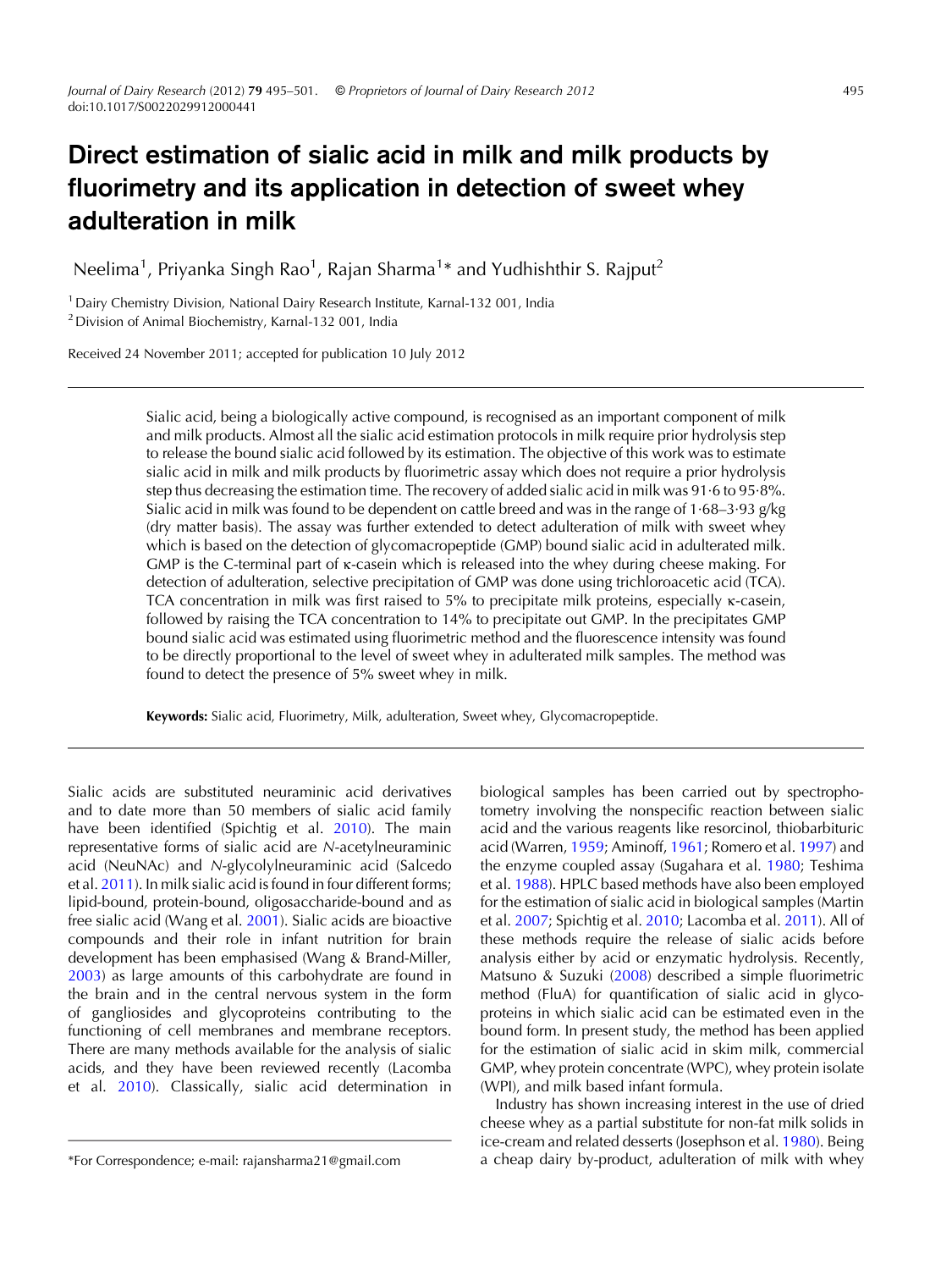# Direct estimation of sialic acid in milk and milk products by fluorimetry and its application in detection of sweet whey adulteration in milk

Neelima[1], Priyanka Singh Rao[1], Rajan Sharma[1]* and Yudhishthir S. Rajput[2]

[1] Dairy Chemistry Division, National Dairy Research Institute, Karnal-132 001, India
[2] Division of Animal Biochemistry, Karnal-132 001, India

Received 24 November 2011; accepted for publication 10 July 2012

Sialic acid, being a biologically active compound, is recognised as an important component of milk and milk products. Almost all the sialic acid estimation protocols in milk require prior hydrolysis step to release the bound sialic acid followed by its estimation. The objective of this work was to estimate sialic acid in milk and milk products by fluorimetric assay which does not require a prior hydrolysis step thus decreasing the estimation time. The recovery of added sialic acid in milk was 91·6 to 95·8%. Sialic acid in milk was found to be dependent on cattle breed and was in the range of 1·68–3·93 g/kg (dry matter basis). The assay was further extended to detect adulteration of milk with sweet whey which is based on the detection of glycomacropeptide (GMP) bound sialic acid in adulterated milk. GMP is the C-terminal part of κ-casein which is released into the whey during cheese making. For detection of adulteration, selective precipitation of GMP was done using trichloroacetic acid (TCA). TCA concentration in milk was first raised to 5% to precipitate milk proteins, especially κ-casein, followed by raising the TCA concentration to 14% to precipitate out GMP. In the precipitates GMP bound sialic acid was estimated using fluorimetric method and the fluorescence intensity was found to be directly proportional to the level of sweet whey in adulterated milk samples. The method was found to detect the presence of 5% sweet whey in milk.

**Keywords:** Sialic acid, Fluorimetry, Milk, adulteration, Sweet whey, Glycomacropeptide.

Sialic acids are substituted neuraminic acid derivatives and to date more than 50 members of sialic acid family have been identified (Spichtig et al. 2010). The main representative forms of sialic acid are *N*-acetylneuraminic acid (NeuNAc) and *N*-glycolylneuraminic acid (Salcedo et al. 2011). In milk sialic acid is found in four different forms; lipid-bound, protein-bound, oligosaccharide-bound and as free sialic acid (Wang et al. 2001). Sialic acids are bioactive compounds and their role in infant nutrition for brain development has been emphasised (Wang & Brand-Miller, 2003) as large amounts of this carbohydrate are found in the brain and in the central nervous system in the form of gangliosides and glycoproteins contributing to the functioning of cell membranes and membrane receptors. There are many methods available for the analysis of sialic acids, and they have been reviewed recently (Lacomba et al. 2010). Classically, sialic acid determination in biological samples has been carried out by spectrophotometry involving the nonspecific reaction between sialic acid and the various reagents like resorcinol, thiobarbituric acid (Warren, 1959; Aminoff, 1961; Romero et al. 1997) and the enzyme coupled assay (Sugahara et al. 1980; Teshima et al. 1988). HPLC based methods have also been employed for the estimation of sialic acid in biological samples (Martin et al. 2007; Spichtig et al. 2010; Lacomba et al. 2011). All of these methods require the release of sialic acids before analysis either by acid or enzymatic hydrolysis. Recently, Matsuno & Suzuki (2008) described a simple fluorimetric method (FluA) for quantification of sialic acid in glycoproteins in which sialic acid can be estimated even in the bound form. In present study, the method has been applied for the estimation of sialic acid in skim milk, commercial GMP, whey protein concentrate (WPC), whey protein isolate (WPI), and milk based infant formula.

Industry has shown increasing interest in the use of dried cheese whey as a partial substitute for non-fat milk solids in ice-cream and related desserts (Josephson et al. 1980). Being a cheap dairy by-product, adulteration of milk with whey

*For Correspondence; e-mail: rajansharma21@gmail.com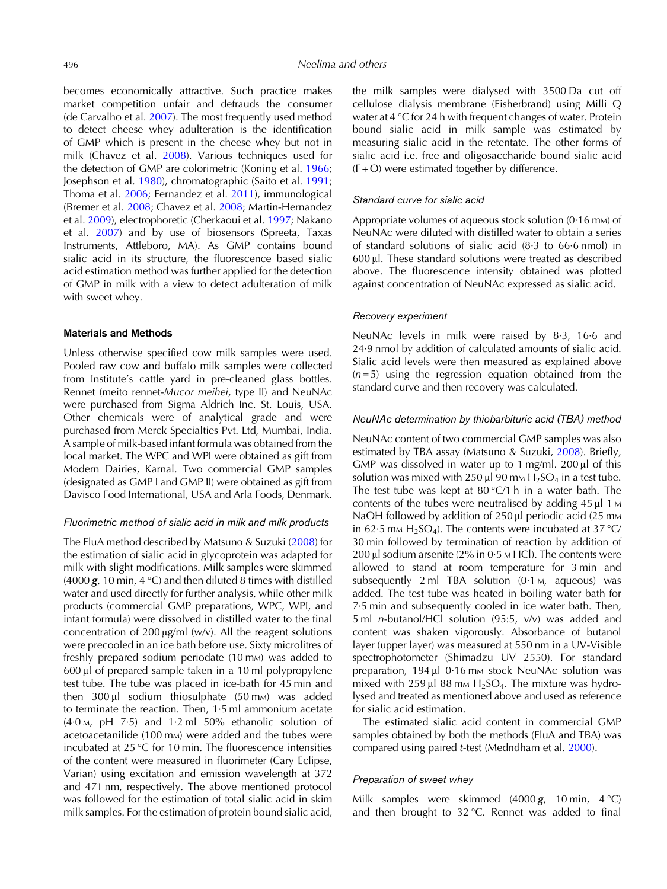becomes economically attractive. Such practice makes market competition unfair and defrauds the consumer (de Carvalho et al. 2007). The most frequently used method to detect cheese whey adulteration is the identification of GMP which is present in the cheese whey but not in milk (Chavez et al. 2008). Various techniques used for the detection of GMP are colorimetric (Koning et al. 1966; Josephson et al. 1980), chromatographic (Saito et al. 1991; Thoma et al. 2006; Fernandez et al. 2011), immunological (Bremer et al. 2008; Chavez et al. 2008; Martin-Hernandez et al. 2009), electrophoretic (Cherkaoui et al. 1997; Nakano et al. 2007) and by use of biosensors (Spreeta, Taxas Instruments, Attleboro, MA). As GMP contains bound sialic acid in its structure, the fluorescence based sialic acid estimation method was further applied for the detection of GMP in milk with a view to detect adulteration of milk with sweet whey.

## Materials and Methods

Unless otherwise specified cow milk samples were used. Pooled raw cow and buffalo milk samples were collected from Institute's cattle yard in pre-cleaned glass bottles. Rennet (meito rennet-*Mucor meihei*, type II) and NeuNAc were purchased from Sigma Aldrich Inc. St. Louis, USA. Other chemicals were of analytical grade and were purchased from Merck Specialties Pvt. Ltd, Mumbai, India. A sample of milk-based infant formula was obtained from the local market. The WPC and WPI were obtained as gift from Modern Dairies, Karnal. Two commercial GMP samples (designated as GMP I and GMP II) were obtained as gift from Davisco Food International, USA and Arla Foods, Denmark.

### *Fluorimetric method of sialic acid in milk and milk products*

The FluA method described by Matsuno & Suzuki (2008) for the estimation of sialic acid in glycoprotein was adapted for milk with slight modifications. Milk samples were skimmed (4000 ***g***, 10 min, 4 °C) and then diluted 8 times with distilled water and used directly for further analysis, while other milk products (commercial GMP preparations, WPC, WPI, and infant formula) were dissolved in distilled water to the final concentration of 200 µg/ml (w/v). All the reagent solutions were precooled in an ice bath before use. Sixty microlitres of freshly prepared sodium periodate (10 mM) was added to 600 µl of prepared sample taken in a 10 ml polypropylene test tube. The tube was placed in ice-bath for 45 min and then 300 µl sodium thiosulphate (50 mM) was added to terminate the reaction. Then, 1·5 ml ammonium acetate (4·0 M, pH 7·5) and 1·2 ml 50% ethanolic solution of acetoacetanilide (100 mM) were added and the tubes were incubated at 25 °C for 10 min. The fluorescence intensities of the content were measured in fluorimeter (Cary Eclipse, Varian) using excitation and emission wavelength at 372 and 471 nm, respectively. The above mentioned protocol was followed for the estimation of total sialic acid in skim milk samples. For the estimation of protein bound sialic acid, the milk samples were dialysed with 3500 Da cut off cellulose dialysis membrane (Fisherbrand) using Milli Q water at 4 °C for 24 h with frequent changes of water. Protein bound sialic acid in milk sample was estimated by measuring sialic acid in the retentate. The other forms of sialic acid i.e. free and oligosaccharide bound sialic acid (F + O) were estimated together by difference.

### *Standard curve for sialic acid*

Appropriate volumes of aqueous stock solution (0·16 mM) of NeuNAc were diluted with distilled water to obtain a series of standard solutions of sialic acid (8·3 to 66·6 nmol) in 600 µl. These standard solutions were treated as described above. The fluorescence intensity obtained was plotted against concentration of NeuNAc expressed as sialic acid.

### *Recovery experiment*

NeuNAc levels in milk were raised by 8·3, 16·6 and 24·9 nmol by addition of calculated amounts of sialic acid. Sialic acid levels were then measured as explained above ($n = 5$) using the regression equation obtained from the standard curve and then recovery was calculated.

### *NeuNAc determination by thiobarbituric acid (TBA) method*

NeuNAc content of two commercial GMP samples was also estimated by TBA assay (Matsuno & Suzuki, 2008). Briefly, GMP was dissolved in water up to 1 mg/ml. 200 µl of this solution was mixed with 250 µl 90 mM $H_2SO_4$ in a test tube. The test tube was kept at 80 °C/1 h in a water bath. The contents of the tubes were neutralised by adding 45 µl 1 M NaOH followed by addition of 250 µl periodic acid (25 mM in 62·5 mM $H_2SO_4$). The contents were incubated at 37 °C/30 min followed by termination of reaction by addition of 200 µl sodium arsenite (2% in 0·5 M HCl). The contents were allowed to stand at room temperature for 3 min and subsequently 2 ml TBA solution (0·1 M, aqueous) was added. The test tube was heated in boiling water bath for 7·5 min and subsequently cooled in ice water bath. Then, 5 ml *n*-butanol/HCl solution (95:5, v/v) was added and content was shaken vigorously. Absorbance of butanol layer (upper layer) was measured at 550 nm in a UV-Visible spectrophotometer (Shimadzu UV 2550). For standard preparation, 194 µl 0·16 mM stock NeuNAc solution was mixed with 259 µl 88 mM $H_2SO_4$. The mixture was hydrolysed and treated as mentioned above and used as reference for sialic acid estimation.

The estimated sialic acid content in commercial GMP samples obtained by both the methods (FluA and TBA) was compared using paired *t*-test (Medndham et al. 2000).

### *Preparation of sweet whey*

Milk samples were skimmed (4000 ***g***, 10 min, 4 °C) and then brought to 32 °C. Rennet was added to final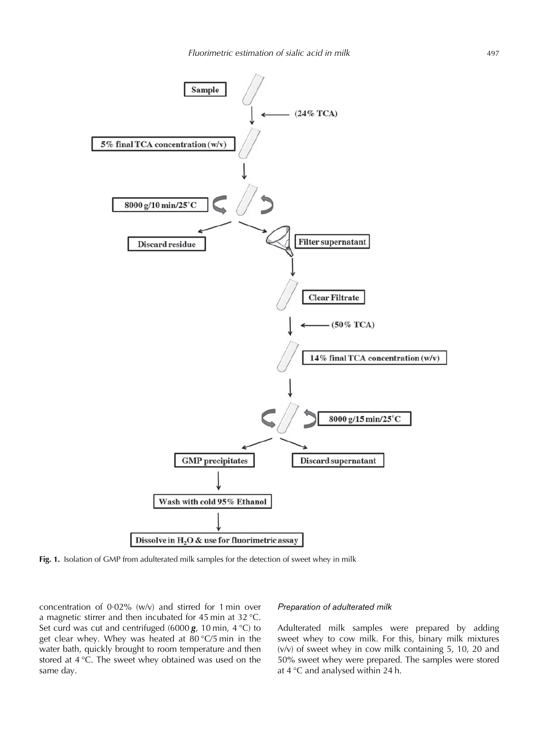Sample

(24% TCA)

5% final TCA concentration (w/v)

8000 g/10 min/25°C

Discard residue

Filter supernatant

Clear Filtrate

(50% TCA)

14% final TCA concentration (w/v)

8000 g/15 min/25°C

GMP precipitates

Discard supernatant

Wash with cold 95% Ethanol

Dissolve in $H_2O$ & use for fluorimetric assay

**Fig. 1.** Isolation of GMP from adulterated milk samples for the detection of sweet whey in milk

concentration of 0·02% (w/v) and stirred for 1 min over a magnetic stirrer and then incubated for 45 min at 32 °C. Set curd was cut and centrifuged (6000 ***g***, 10 min, 4 °C) to get clear whey. Whey was heated at 80 °C/5 min in the water bath, quickly brought to room temperature and then stored at 4 °C. The sweet whey obtained was used on the same day.

### *Preparation of adulterated milk*

Adulterated milk samples were prepared by adding sweet whey to cow milk. For this, binary milk mixtures (v/v) of sweet whey in cow milk containing 5, 10, 20 and 50% sweet whey were prepared. The samples were stored at 4 °C and analysed within 24 h.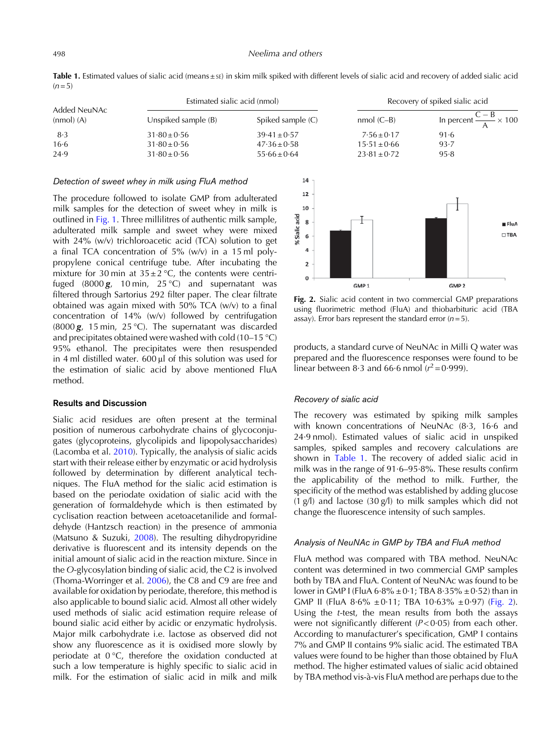**Table 1.** Estimated values of sialic acid (means ± SE) in skim milk spiked with different levels of sialic acid and recovery of added sialic acid ($n = 5$)

| Added NeuNAc (nmol) (A) | Estimated sialic acid (nmol) | | Recovery of spiked sialic acid | |
|---|---|---|---|---|
| | Unspiked sample (B) | Spiked sample (C) | nmol (C–B) | In percent $\frac{C-B}{A} \times 100$ |
| 8·3 | 31·80 ± 0·56 | 39·41 ± 0·57 | 7·56 ± 0·17 | 91·6 |
| 16·6 | 31·80 ± 0·56 | 47·36 ± 0·58 | 15·51 ± 0·66 | 93·7 |
| 24·9 | 31·80 ± 0·56 | 55·66 ± 0·64 | 23·81 ± 0·72 | 95·8 |

### *Detection of sweet whey in milk using FluA method*

The procedure followed to isolate GMP from adulterated milk samples for the detection of sweet whey in milk is outlined in Fig. 1. Three millilitres of authentic milk sample, adulterated milk sample and sweet whey were mixed with 24% (w/v) trichloroacetic acid (TCA) solution to get a final TCA concentration of 5% (w/v) in a 15 ml polypropylene conical centrifuge tube. After incubating the mixture for 30 min at 35 ± 2 °C, the contents were centrifuged (8000 ***g***, 10 min, 25 °C) and supernatant was filtered through Sartorius 292 filter paper. The clear filtrate obtained was again mixed with 50% TCA (w/v) to a final concentration of 14% (w/v) followed by centrifugation (8000 ***g***, 15 min, 25 °C). The supernatant was discarded and precipitates obtained were washed with cold (10–15 °C) 95% ethanol. The precipitates were then resuspended in 4 ml distilled water. 600 µl of this solution was used for the estimation of sialic acid by above mentioned FluA method.

## Results and Discussion

Sialic acid residues are often present at the terminal position of numerous carbohydrate chains of glycoconjugates (glycoproteins, glycolipids and lipopolysaccharides) (Lacomba et al. 2010). Typically, the analysis of sialic acids start with their release either by enzymatic or acid hydrolysis followed by determination by different analytical techniques. The FluA method for the sialic acid estimation is based on the periodate oxidation of sialic acid with the generation of formaldehyde which is then estimated by cyclisation reaction between acetoacetanilide and formaldehyde (Hantzsch reaction) in the presence of ammonia (Matsuno & Suzuki, 2008). The resulting dihydropyridine derivative is fluorescent and its intensity depends on the initial amount of sialic acid in the reaction mixture. Since in the *O*-glycosylation binding of sialic acid, the C2 is involved (Thoma-Worringer et al. 2006), the C8 and C9 are free and available for oxidation by periodate, therefore, this method is also applicable to bound sialic acid. Almost all other widely used methods of sialic acid estimation require release of bound sialic acid either by acidic or enzymatic hydrolysis. Major milk carbohydrate i.e. lactose as observed did not show any fluorescence as it is oxidised more slowly by periodate at 0 °C, therefore the oxidation conducted at such a low temperature is highly specific to sialic acid in milk. For the estimation of sialic acid in milk and milk products, a standard curve of NeuNAc in Milli Q water was prepared and the fluorescence responses were found to be linear between 8·3 and 66·6 nmol ($r^2 = 0·999$).

**Fig. 2.** Sialic acid content in two commercial GMP preparations using fluorimetric method (FluA) and thiobarbituric acid (TBA assay). Error bars represent the standard error ($n = 5$).

### *Recovery of sialic acid*

The recovery was estimated by spiking milk samples with known concentrations of NeuNAc (8·3, 16·6 and 24·9 nmol). Estimated values of sialic acid in unspiked samples, spiked samples and recovery calculations are shown in Table 1. The recovery of added sialic acid in milk was in the range of 91·6–95·8%. These results confirm the applicability of the method to milk. Further, the specificity of the method was established by adding glucose (1 g/l) and lactose (30 g/l) to milk samples which did not change the fluorescence intensity of such samples.

### *Analysis of NeuNAc in GMP by TBA and FluA method*

FluA method was compared with TBA method. NeuNAc content was determined in two commercial GMP samples both by TBA and FluA. Content of NeuNAc was found to be lower in GMP I (FluA 6·8% ± 0·1; TBA 8·35% ± 0·52) than in GMP II (FluA 8·6% ± 0·11; TBA 10·63% ± 0·97) (Fig. 2). Using the *t*-test, the mean results from both the assays were not significantly different ($P < 0·05$) from each other. According to manufacturer's specification, GMP I contains 7% and GMP II contains 9% sialic acid. The estimated TBA values were found to be higher than those obtained by FluA method. The higher estimated values of sialic acid obtained by TBA method vis-à-vis FluA method are perhaps due to the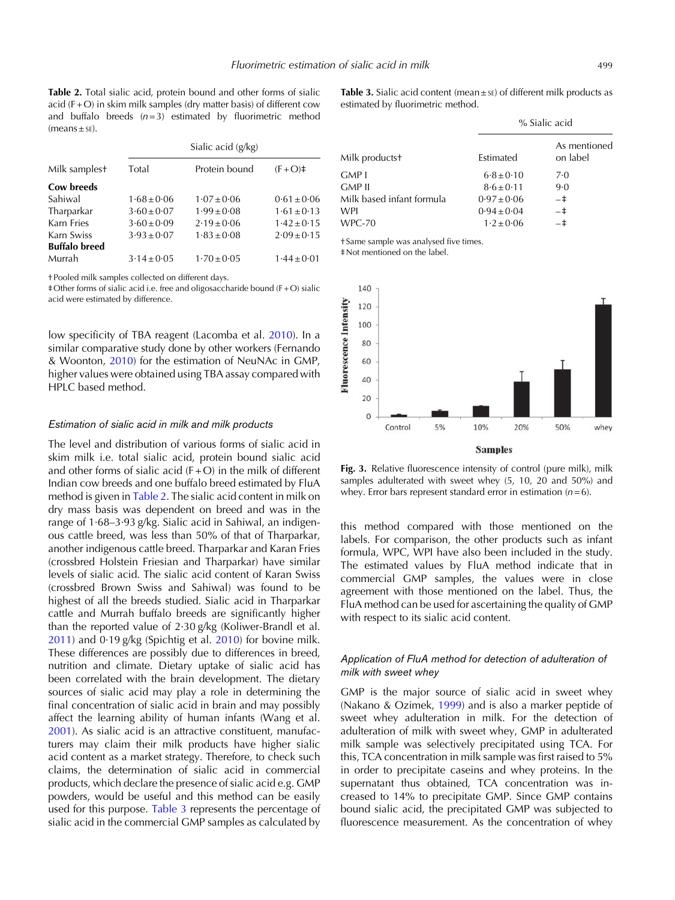**Table 2.** Total sialic acid, protein bound and other forms of sialic acid (F + O) in skim milk samples (dry matter basis) of different cow and buffalo breeds ($n=3$) estimated by fluorimetric method (means ± SE).

| | Sialic acid (g/kg) | | |
|---|---|---|---|
| Milk samples† | Total | Protein bound | (F + O)‡ |
| **Cow breeds** | | | |
| Sahiwal | 1·68 ± 0·06 | 1·07 ± 0·06 | 0·61 ± 0·06 |
| Tharparkar | 3·60 ± 0·07 | 1·99 ± 0·08 | 1·61 ± 0·13 |
| Karn Fries | 3·60 ± 0·09 | 2·19 ± 0·06 | 1·42 ± 0·15 |
| Karn Swiss | 3·93 ± 0·07 | 1·83 ± 0·08 | 2·09 ± 0·15 |
| **Buffalo breed** | | | |
| Murrah | 3·14 ± 0·05 | 1·70 ± 0·05 | 1·44 ± 0·01 |

† Pooled milk samples collected on different days.
‡ Other forms of sialic acid i.e. free and oligosaccharide bound (F + O) sialic acid were estimated by difference.

low specificity of TBA reagent (Lacomba et al. 2010). In a similar comparative study done by other workers (Fernando & Woonton, 2010) for the estimation of NeuNAc in GMP, higher values were obtained using TBA assay compared with HPLC based method.

### Estimation of sialic acid in milk and milk products

The level and distribution of various forms of sialic acid in skim milk i.e. total sialic acid, protein bound sialic acid and other forms of sialic acid (F + O) in the milk of different Indian cow breeds and one buffalo breed estimated by FluA method is given in Table 2. The sialic acid content in milk on dry mass basis was dependent on breed and was in the range of 1·68–3·93 g/kg. Sialic acid in Sahiwal, an indigenous cattle breed, was less than 50% of that of Tharparkar, another indigenous cattle breed. Tharparkar and Karan Fries (crossbred Holstein Friesian and Tharparkar) have similar levels of sialic acid. The sialic acid content of Karan Swiss (crossbred Brown Swiss and Sahiwal) was found to be highest of all the breeds studied. Sialic acid in Tharparkar cattle and Murrah buffalo breeds are significantly higher than the reported value of 2·30 g/kg (Koliwer-Brandl et al. 2011) and 0·19 g/kg (Spichtig et al. 2010) for bovine milk. These differences are possibly due to differences in breed, nutrition and climate. Dietary uptake of sialic acid has been correlated with the brain development. The dietary sources of sialic acid may play a role in determining the final concentration of sialic acid in brain and may possibly affect the learning ability of human infants (Wang et al. 2001). As sialic acid is an attractive constituent, manufacturers may claim their milk products have higher sialic acid content as a market strategy. Therefore, to check such claims, the determination of sialic acid in commercial products, which declare the presence of sialic acid e.g. GMP powders, would be useful and this method can be easily used for this purpose. Table 3 represents the percentage of sialic acid in the commercial GMP samples as calculated by this method compared with those mentioned on the labels. For comparison, the other products such as infant formula, WPC, WPI have also been included in the study. The estimated values by FluA method indicate that in commercial GMP samples, the values were in close agreement with those mentioned on the label. Thus, the FluA method can be used for ascertaining the quality of GMP with respect to its sialic acid content.

**Table 3.** Sialic acid content (mean ± SE) of different milk products as estimated by fluorimetric method.

| | % Sialic acid | |
|---|---|---|
| Milk products† | Estimated | As mentioned on label |
| GMP I | 6·8 ± 0·10 | 7·0 |
| GMP II | 8·6 ± 0·11 | 9·0 |
| Milk based infant formula | 0·97 ± 0·06 | –‡ |
| WPI | 0·94 ± 0·04 | –‡ |
| WPC-70 | 1·2 ± 0·06 | –‡ |

† Same sample was analysed five times.
‡ Not mentioned on the label.

**Fig. 3.** Relative fluorescence intensity of control (pure milk), milk samples adulterated with sweet whey (5, 10, 20 and 50%) and whey. Error bars represent standard error in estimation ($n=6$).

### Application of FluA method for detection of adulteration of milk with sweet whey

GMP is the major source of sialic acid in sweet whey (Nakano & Ozimek, 1999) and is also a marker peptide of sweet whey adulteration in milk. For the detection of adulteration of milk with sweet whey, GMP in adulterated milk sample was selectively precipitated using TCA. For this, TCA concentration in milk sample was first raised to 5% in order to precipitate caseins and whey proteins. In the supernatant thus obtained, TCA concentration was increased to 14% to precipitate GMP. Since GMP contains bound sialic acid, the precipitated GMP was subjected to fluorescence measurement. As the concentration of whey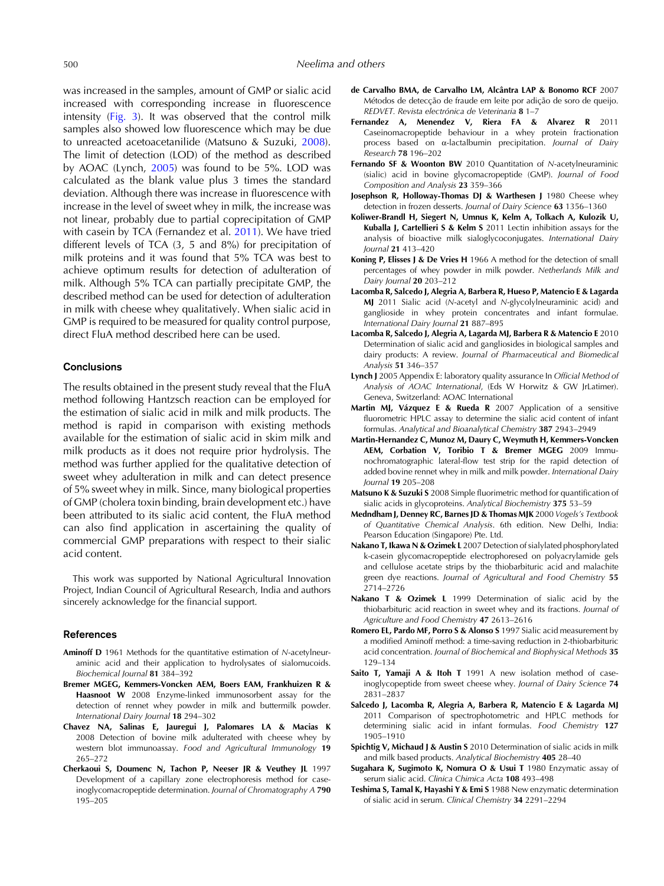was increased in the samples, amount of GMP or sialic acid increased with corresponding increase in fluorescence intensity (Fig. 3). It was observed that the control milk samples also showed low fluorescence which may be due to unreacted acetoacetanilide (Matsuno & Suzuki, 2008). The limit of detection (LOD) of the method as described by AOAC (Lynch, 2005) was found to be 5%. LOD was calculated as the blank value plus 3 times the standard deviation. Although there was increase in fluorescence with increase in the level of sweet whey in milk, the increase was not linear, probably due to partial coprecipitation of GMP with casein by TCA (Fernandez et al. 2011). We have tried different levels of TCA (3, 5 and 8%) for precipitation of milk proteins and it was found that 5% TCA was best to achieve optimum results for detection of adulteration of milk. Although 5% TCA can partially precipitate GMP, the described method can be used for detection of adulteration in milk with cheese whey qualitatively. When sialic acid in GMP is required to be measured for quality control purpose, direct FluA method described here can be used.

## Conclusions

The results obtained in the present study reveal that the FluA method following Hantzsch reaction can be employed for the estimation of sialic acid in milk and milk products. The method is rapid in comparison with existing methods available for the estimation of sialic acid in skim milk and milk products as it does not require prior hydrolysis. The method was further applied for the qualitative detection of sweet whey adulteration in milk and can detect presence of 5% sweet whey in milk. Since, many biological properties of GMP (cholera toxin binding, brain development etc.) have been attributed to its sialic acid content, the FluA method can also find application in ascertaining the quality of commercial GMP preparations with respect to their sialic acid content.

This work was supported by National Agricultural Innovation Project, Indian Council of Agricultural Research, India and authors sincerely acknowledge for the financial support.

## References

**Aminoff D** 1961 Methods for the quantitative estimation of *N*-acetylneuraminic acid and their application to hydrolysates of sialomucoids. *Biochemical Journal* **81** 384–392

**Bremer MGEG, Kemmers-Voncken AEM, Boers EAM, Frankhuizen R & Haasnoot W** 2008 Enzyme-linked immunosorbent assay for the detection of rennet whey powder in milk and buttermilk powder. *International Dairy Journal* **18** 294–302

**Chavez NA, Salinas E, Jauregui J, Palomares LA & Macias K** 2008 Detection of bovine milk adulterated with cheese whey by western blot immunoassay. *Food and Agricultural Immunology* **19** 265–272

**Cherkaoui S, Doumenc N, Tachon P, Neeser JR & Veuthey JL** 1997 Development of a capillary zone electrophoresis method for caseinoglycomacropeptide determination. *Journal of Chromatography A* **790** 195–205

**de Carvalho BMA, de Carvalho LM, Alcântra LAP & Bonomo RCF** 2007 Métodos de detecção de fraude em leite por adição de soro de queijo. *REDVET. Revista electrónica de Veterinaria* **8** 1–7

**Fernandez A, Menendez V, Riera FA & Alvarez R** 2011 Caseinomacropeptide behaviour in a whey protein fractionation process based on α-lactalbumin precipitation. *Journal of Dairy Research* **78** 196–202

**Fernando SF & Woonton BW** 2010 Quantitation of *N*-acetylneuraminic (sialic) acid in bovine glycomacropeptide (GMP). *Journal of Food Composition and Analysis* **23** 359–366

**Josephson R, Holloway-Thomas DJ & Warthesen J** 1980 Cheese whey detection in frozen desserts. *Journal of Dairy Science* **63** 1356–1360

**Koliwer-Brandl H, Siegert N, Umnus K, Kelm A, Tolkach A, Kulozik U, Kuballa J, Cartellieri S & Kelm S** 2011 Lectin inhibition assays for the analysis of bioactive milk sialoglycoconjugates. *International Dairy Journal* **21** 413–420

**Koning P, Elisses J & De Vries H** 1966 A method for the detection of small percentages of whey powder in milk powder. *Netherlands Milk and Dairy Journal* **20** 203–212

**Lacomba R, Salcedo J, Alegria A, Barbera R, Hueso P, Matencio E & Lagarda MJ** 2011 Sialic acid (*N*-acetyl and *N*-glycolylneuraminic acid) and ganglioside in whey protein concentrates and infant formulae. *International Dairy Journal* **21** 887–895

**Lacomba R, Salcedo J, Alegria A, Lagarda MJ, Barbera R & Matencio E** 2010 Determination of sialic acid and gangliosides in biological samples and dairy products: A review. *Journal of Pharmaceutical and Biomedical Analysis* **51** 346–357

**Lynch J** 2005 Appendix E: laboratory quality assurance In *Official Method of Analysis of AOAC International*, (Eds W Horwitz & GW JrLatimer). Geneva, Switzerland: AOAC International

**Martin MJ, Vázquez E & Rueda R** 2007 Application of a sensitive fluorometric HPLC assay to determine the sialic acid content of infant formulas. *Analytical and Bioanalytical Chemistry* **387** 2943–2949

**Martin-Hernandez C, Munoz M, Daury C, Weymuth H, Kemmers-Voncken AEM, Corbation V, Toribio T & Bremer MGEG** 2009 Immunochromatographic lateral-flow test strip for the rapid detection of added bovine rennet whey in milk and milk powder. *International Dairy Journal* **19** 205–208

**Matsuno K & Suzuki S** 2008 Simple fluorimetric method for quantification of sialic acids in glycoproteins. *Analytical Biochemistry* **375** 53–59

**Medndham J, Denney RC, Barnes JD & Thomas MJK** 2000 *Vogels's Textbook of Quantitative Chemical Analysis*. 6th edition. New Delhi, India: Pearson Education (Singapore) Pte. Ltd.

**Nakano T, Ikawa N & Ozimek L** 2007 Detection of sialylated phosphorylated k-casein glycomacropeptide electrophoresed on polyacrylamide gels and cellulose acetate strips by the thiobarbituric acid and malachite green dye reactions. *Journal of Agricultural and Food Chemistry* **55** 2714–2726

**Nakano T & Ozimek L** 1999 Determination of sialic acid by the thiobarbituric acid reaction in sweet whey and its fractions. *Journal of Agriculture and Food Chemistry* **47** 2613–2616

**Romero EL, Pardo MF, Porro S & Alonso S** 1997 Sialic acid measurement by a modified Aminoff method: a time-saving reduction in 2-thiobarbituric acid concentration. *Journal of Biochemical and Biophysical Methods* **35** 129–134

**Saito T, Yamaji A & Itoh T** 1991 A new isolation method of caseinoglycopeptide from sweet cheese whey. *Journal of Dairy Science* **74** 2831–2837

**Salcedo J, Lacomba R, Alegria A, Barbera R, Matencio E & Lagarda MJ** 2011 Comparison of spectrophotometric and HPLC methods for determining sialic acid in infant formulas. *Food Chemistry* **127** 1905–1910

**Spichtig V, Michaud J & Austin S** 2010 Determination of sialic acids in milk and milk based products. *Analytical Biochemistry* **405** 28–40

**Sugahara K, Sugimoto K, Nomura O & Usui T** 1980 Enzymatic assay of serum sialic acid. *Clinica Chimica Acta* **108** 493–498

**Teshima S, Tamal K, Hayashi Y & Emi S** 1988 New enzymatic determination of sialic acid in serum. *Clinical Chemistry* **34** 2291–2294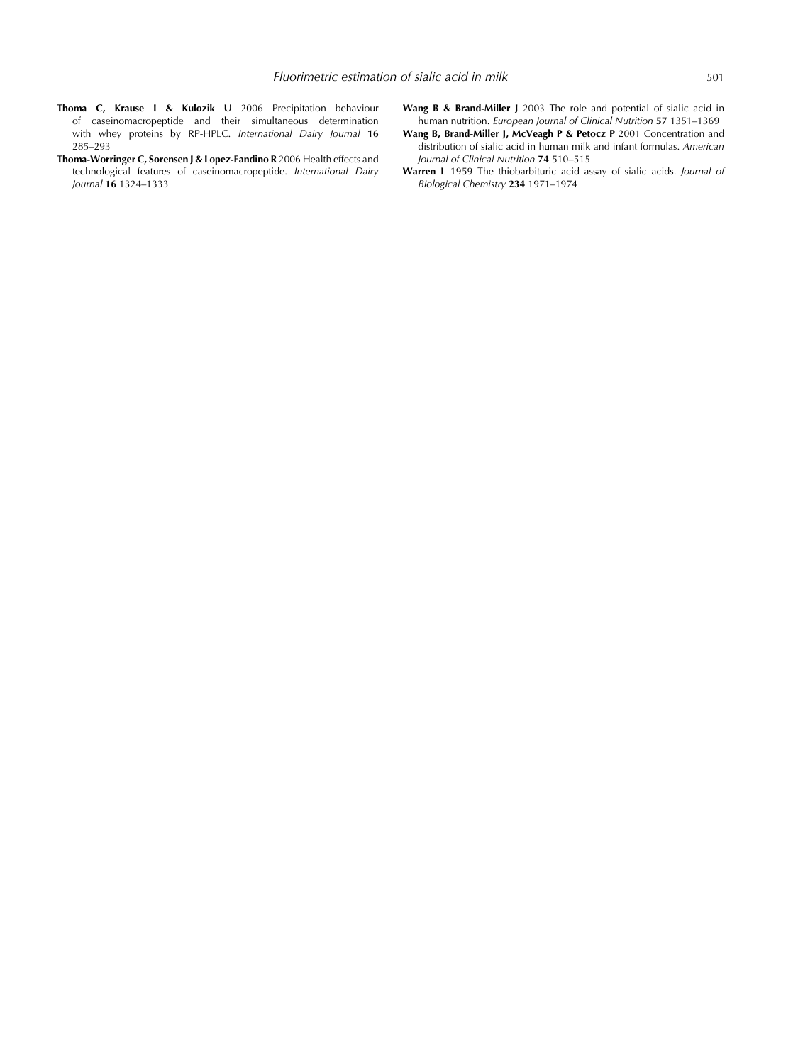**Thoma C, Krause I & Kulozik U** 2006 Precipitation behaviour of caseinomacropeptide and their simultaneous determination with whey proteins by RP-HPLC. *International Dairy Journal* **16** 285–293

**Thoma-Worringer C, Sorensen J & Lopez-Fandino R** 2006 Health effects and technological features of caseinomacropeptide. *International Dairy Journal* **16** 1324–1333

**Wang B & Brand-Miller J** 2003 The role and potential of sialic acid in human nutrition. *European Journal of Clinical Nutrition* **57** 1351–1369

**Wang B, Brand-Miller J, McVeagh P & Petocz P** 2001 Concentration and distribution of sialic acid in human milk and infant formulas. *American Journal of Clinical Nutrition* **74** 510–515

**Warren L** 1959 The thiobarbituric acid assay of sialic acids. *Journal of Biological Chemistry* **234** 1971–1974